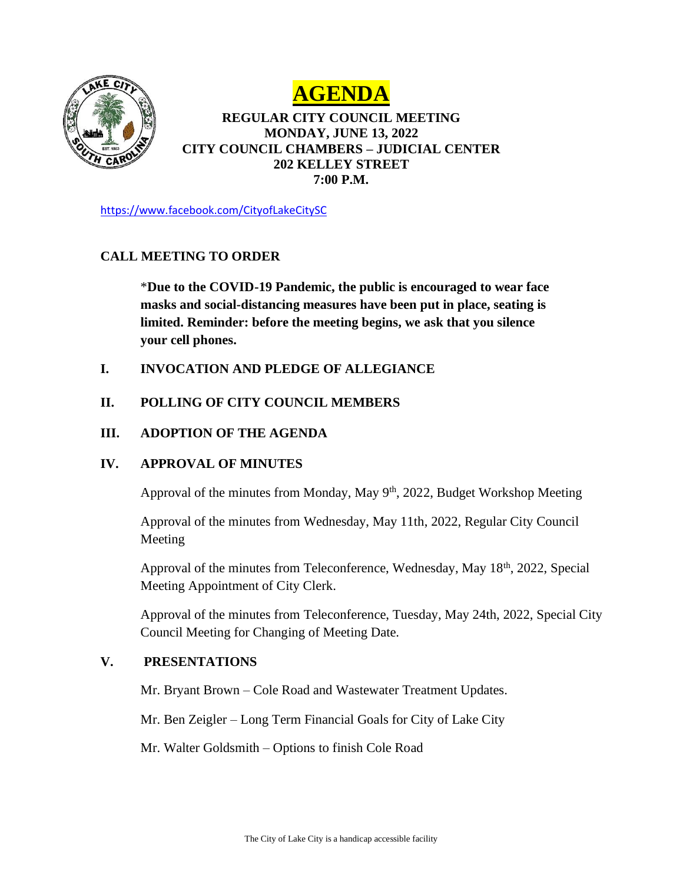# AGENDA

**REGULAR CITY COUNCIL MEETING**
**MONDAY, JUNE 13, 2022**
**CITY COUNCIL CHAMBERS – JUDICIAL CENTER**
**202 KELLEY STREET**
**7:00 P.M.**

https://www.facebook.com/CityofLakeCitySC

## CALL MEETING TO ORDER

*__Due to the COVID-19 Pandemic, the public is encouraged to wear face masks and social-distancing measures have been put in place, seating is limited. Reminder: before the meeting begins, we ask that you silence your cell phones.__

## I. INVOCATION AND PLEDGE OF ALLEGIANCE

## II. POLLING OF CITY COUNCIL MEMBERS

## III. ADOPTION OF THE AGENDA

## IV. APPROVAL OF MINUTES

Approval of the minutes from Monday, May 9th, 2022, Budget Workshop Meeting

Approval of the minutes from Wednesday, May 11th, 2022, Regular City Council Meeting

Approval of the minutes from Teleconference, Wednesday, May 18th, 2022, Special Meeting Appointment of City Clerk.

Approval of the minutes from Teleconference, Tuesday, May 24th, 2022, Special City Council Meeting for Changing of Meeting Date.

## V. PRESENTATIONS

Mr. Bryant Brown – Cole Road and Wastewater Treatment Updates.

Mr. Ben Zeigler – Long Term Financial Goals for City of Lake City

Mr. Walter Goldsmith – Options to finish Cole Road

The City of Lake City is a handicap accessible facility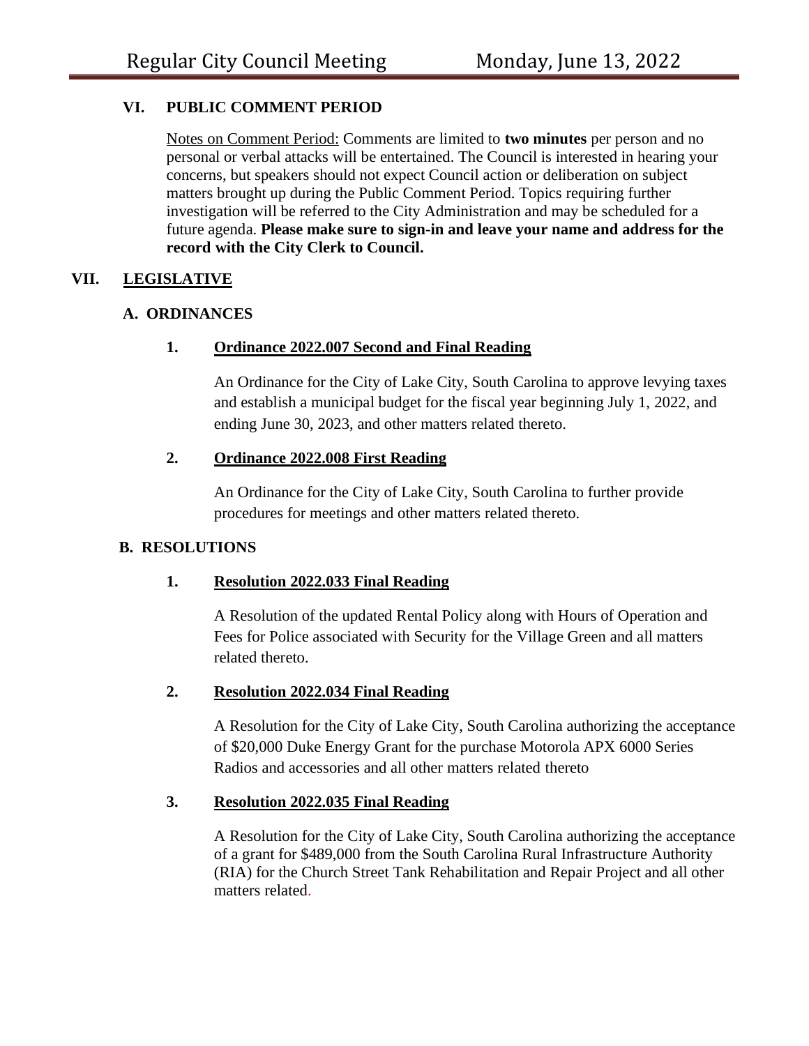## VI. PUBLIC COMMENT PERIOD

Notes on Comment Period: Comments are limited to **two minutes** per person and no personal or verbal attacks will be entertained. The Council is interested in hearing your concerns, but speakers should not expect Council action or deliberation on subject matters brought up during the Public Comment Period. Topics requiring further investigation will be referred to the City Administration and may be scheduled for a future agenda. **Please make sure to sign-in and leave your name and address for the record with the City Clerk to Council.**

## VII. LEGISLATIVE

### A. ORDINANCES

#### 1. Ordinance 2022.007 Second and Final Reading

An Ordinance for the City of Lake City, South Carolina to approve levying taxes and establish a municipal budget for the fiscal year beginning July 1, 2022, and ending June 30, 2023, and other matters related thereto.

#### 2. Ordinance 2022.008 First Reading

An Ordinance for the City of Lake City, South Carolina to further provide procedures for meetings and other matters related thereto.

### B. RESOLUTIONS

#### 1. Resolution 2022.033 Final Reading

A Resolution of the updated Rental Policy along with Hours of Operation and Fees for Police associated with Security for the Village Green and all matters related thereto.

#### 2. Resolution 2022.034 Final Reading

A Resolution for the City of Lake City, South Carolina authorizing the acceptance of $20,000 Duke Energy Grant for the purchase Motorola APX 6000 Series Radios and accessories and all other matters related thereto

#### 3. Resolution 2022.035 Final Reading

A Resolution for the City of Lake City, South Carolina authorizing the acceptance of a grant for $489,000 from the South Carolina Rural Infrastructure Authority (RIA) for the Church Street Tank Rehabilitation and Repair Project and all other matters related.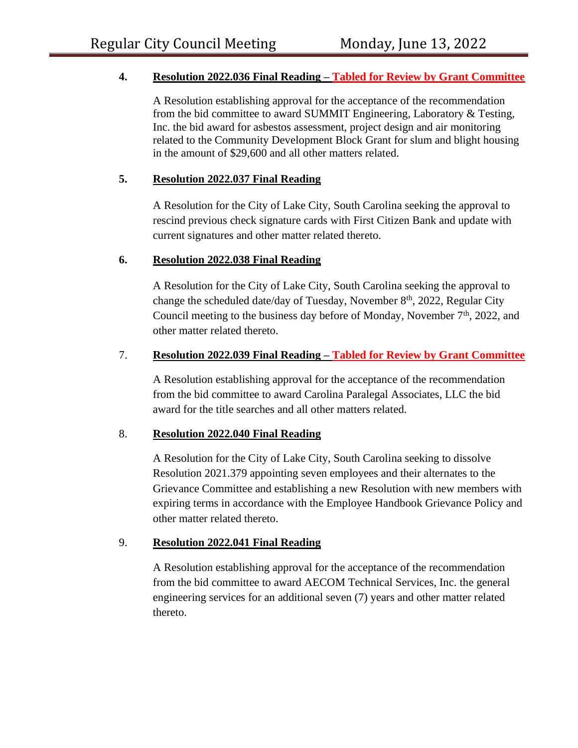4. **Resolution 2022.036 Final Reading – Tabled for Review by Grant Committee**

   A Resolution establishing approval for the acceptance of the recommendation from the bid committee to award SUMMIT Engineering, Laboratory & Testing, Inc. the bid award for asbestos assessment, project design and air monitoring related to the Community Development Block Grant for slum and blight housing in the amount of $29,600 and all other matters related.

5. **Resolution 2022.037 Final Reading**

   A Resolution for the City of Lake City, South Carolina seeking the approval to rescind previous check signature cards with First Citizen Bank and update with current signatures and other matter related thereto.

6. **Resolution 2022.038 Final Reading**

   A Resolution for the City of Lake City, South Carolina seeking the approval to change the scheduled date/day of Tuesday, November 8th, 2022, Regular City Council meeting to the business day before of Monday, November 7th, 2022, and other matter related thereto.

7. **Resolution 2022.039 Final Reading – Tabled for Review by Grant Committee**

   A Resolution establishing approval for the acceptance of the recommendation from the bid committee to award Carolina Paralegal Associates, LLC the bid award for the title searches and all other matters related.

8. **Resolution 2022.040 Final Reading**

   A Resolution for the City of Lake City, South Carolina seeking to dissolve Resolution 2021.379 appointing seven employees and their alternates to the Grievance Committee and establishing a new Resolution with new members with expiring terms in accordance with the Employee Handbook Grievance Policy and other matter related thereto.

9. **Resolution 2022.041 Final Reading**

   A Resolution establishing approval for the acceptance of the recommendation from the bid committee to award AECOM Technical Services, Inc. the general engineering services for an additional seven (7) years and other matter related thereto.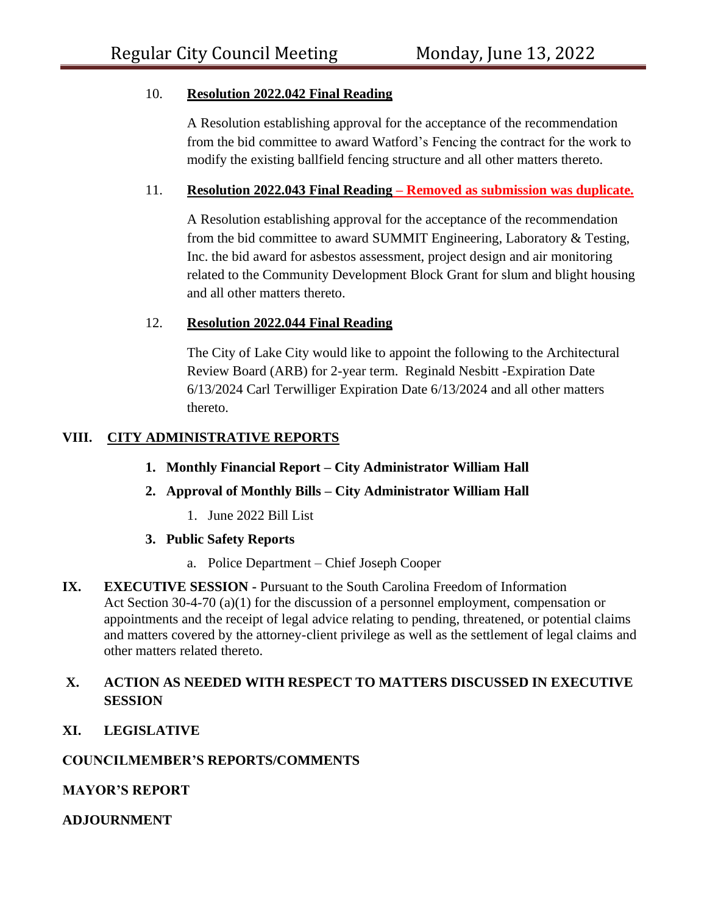10. **Resolution 2022.042 Final Reading**

    A Resolution establishing approval for the acceptance of the recommendation from the bid committee to award Watford's Fencing the contract for the work to modify the existing ballfield fencing structure and all other matters thereto.

11. **Resolution 2022.043 Final Reading – Removed as submission was duplicate.**

    A Resolution establishing approval for the acceptance of the recommendation from the bid committee to award SUMMIT Engineering, Laboratory & Testing, Inc. the bid award for asbestos assessment, project design and air monitoring related to the Community Development Block Grant for slum and blight housing and all other matters thereto.

12. **Resolution 2022.044 Final Reading**

    The City of Lake City would like to appoint the following to the Architectural Review Board (ARB) for 2-year term. Reginald Nesbitt -Expiration Date 6/13/2024 Carl Terwilliger Expiration Date 6/13/2024 and all other matters thereto.

## VIII. CITY ADMINISTRATIVE REPORTS

1. **Monthly Financial Report – City Administrator William Hall**
2. **Approval of Monthly Bills – City Administrator William Hall**
    1. June 2022 Bill List
3. **Public Safety Reports**
    a. Police Department – Chief Joseph Cooper

## IX. EXECUTIVE SESSION

**EXECUTIVE SESSION** - Pursuant to the South Carolina Freedom of Information Act Section 30-4-70 (a)(1) for the discussion of a personnel employment, compensation or appointments and the receipt of legal advice relating to pending, threatened, or potential claims and matters covered by the attorney-client privilege as well as the settlement of legal claims and other matters related thereto.

## X. ACTION AS NEEDED WITH RESPECT TO MATTERS DISCUSSED IN EXECUTIVE SESSION

## XI. LEGISLATIVE

**COUNCILMEMBER'S REPORTS/COMMENTS**

**MAYOR'S REPORT**

**ADJOURNMENT**